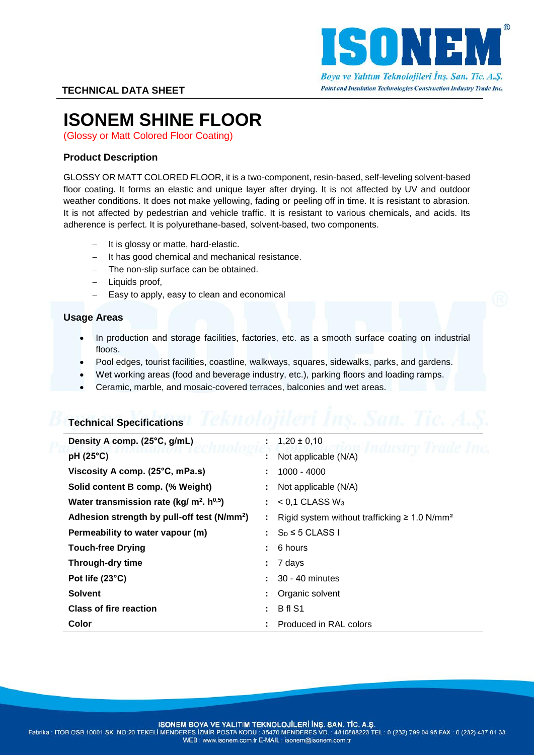**TECHNICAL DATA SHEET**

# ISONEM SHINE FLOOR

(Glossy or Matt Colored Floor Coating)

## Product Description

GLOSSY OR MATT COLORED FLOOR, it is a two-component, resin-based, self-leveling solvent-based floor coating. It forms an elastic and unique layer after drying. It is not affected by UV and outdoor weather conditions. It does not make yellowing, fading or peeling off in time. It is resistant to abrasion. It is not affected by pedestrian and vehicle traffic. It is resistant to various chemicals, and acids. Its adherence is perfect. It is polyurethane-based, solvent-based, two components.

- It is glossy or matte, hard-elastic.
- It has good chemical and mechanical resistance.
- The non-slip surface can be obtained.
- Liquids proof,
- Easy to apply, easy to clean and economical

## Usage Areas

- In production and storage facilities, factories, etc. as a smooth surface coating on industrial floors.
- Pool edges, tourist facilities, coastline, walkways, squares, sidewalks, parks, and gardens.
- Wet working areas (food and beverage industry, etc.), parking floors and loading ramps.
- Ceramic, marble, and mosaic-covered terraces, balconies and wet areas.

## Technical Specifications

| | | |
|---|---|---|
| **Density A comp. (25°C, g/mL)** | : | 1,20 ± 0,10 |
| **pH (25°C)** | : | Not applicable (N/A) |
| **Viscosity A comp. (25°C, mPa.s)** | : | 1000 - 4000 |
| **Solid content B comp. (% Weight)** | : | Not applicable (N/A) |
| **Water transmission rate (kg/ $m^2$. $h^{0,5}$)** | : | < 0,1 CLASS $W_3$ |
| **Adhesion strength by pull-off test (N/$mm^2$)** | : | Rigid system without trafficking ≥ 1.0 N/$mm^2$ |
| **Permeability to water vapour (m)** | : | $S_D$ ≤ 5 CLASS I |
| **Touch-free Drying** | : | 6 hours |
| **Through-dry time** | : | 7 days |
| **Pot life (23°C)** | : | 30 - 40 minutes |
| **Solvent** | : | Organic solvent |
| **Class of fire reaction** | : | B fl S1 |
| **Color** | : | Produced in RAL colors |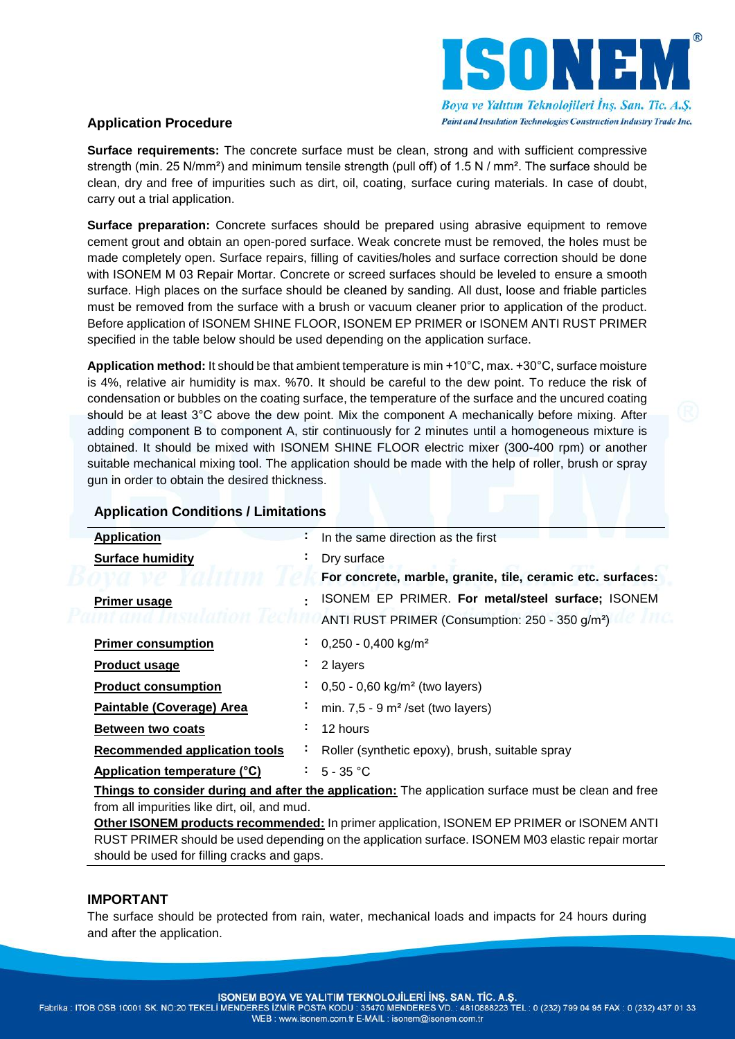## Application Procedure

**Surface requirements:** The concrete surface must be clean, strong and with sufficient compressive strength (min. 25 N/mm²) and minimum tensile strength (pull off) of 1.5 N / mm². The surface should be clean, dry and free of impurities such as dirt, oil, coating, surface curing materials. In case of doubt, carry out a trial application.

**Surface preparation:** Concrete surfaces should be prepared using abrasive equipment to remove cement grout and obtain an open-pored surface. Weak concrete must be removed, the holes must be made completely open. Surface repairs, filling of cavities/holes and surface correction should be done with ISONEM M 03 Repair Mortar. Concrete or screed surfaces should be leveled to ensure a smooth surface. High places on the surface should be cleaned by sanding. All dust, loose and friable particles must be removed from the surface with a brush or vacuum cleaner prior to application of the product. Before application of ISONEM SHINE FLOOR, ISONEM EP PRIMER or ISONEM ANTI RUST PRIMER specified in the table below should be used depending on the application surface.

**Application method:** It should be that ambient temperature is min +10°C, max. +30°C, surface moisture is 4%, relative air humidity is max. %70. It should be careful to the dew point. To reduce the risk of condensation or bubbles on the coating surface, the temperature of the surface and the uncured coating should be at least 3°C above the dew point. Mix the component A mechanically before mixing. After adding component B to component A, stir continuously for 2 minutes until a homogeneous mixture is obtained. It should be mixed with ISONEM SHINE FLOOR electric mixer (300-400 rpm) or another suitable mechanical mixing tool. The application should be made with the help of roller, brush or spray gun in order to obtain the desired thickness.

### Application Conditions / Limitations

| | | |
|---|---|---|
| **Application** | : | In the same direction as the first |
| **Surface humidity** | : | Dry surface |
| **Primer usage** | : | **For concrete, marble, granite, tile, ceramic etc. surfaces:** ISONEM EP PRIMER. **For metal/steel surface;** ISONEM ANTI RUST PRIMER (Consumption: 250 - 350 g/m²) |
| **Primer consumption** | : | 0,250 - 0,400 kg/m² |
| **Product usage** | : | 2 layers |
| **Product consumption** | : | 0,50 - 0,60 kg/m² (two layers) |
| **Paintable (Coverage) Area** | : | min. 7,5 - 9 m² /set (two layers) |
| **Between two coats** | : | 12 hours |
| **Recommended application tools** | : | Roller (synthetic epoxy), brush, suitable spray |
| **Application temperature (°C)** | : | 5 - 35 °C |

**Things to consider during and after the application:** The application surface must be clean and free from all impurities like dirt, oil, and mud.

**Other ISONEM products recommended:** In primer application, ISONEM EP PRIMER or ISONEM ANTI RUST PRIMER should be used depending on the application surface. ISONEM M03 elastic repair mortar should be used for filling cracks and gaps.

### IMPORTANT

The surface should be protected from rain, water, mechanical loads and impacts for 24 hours during and after the application.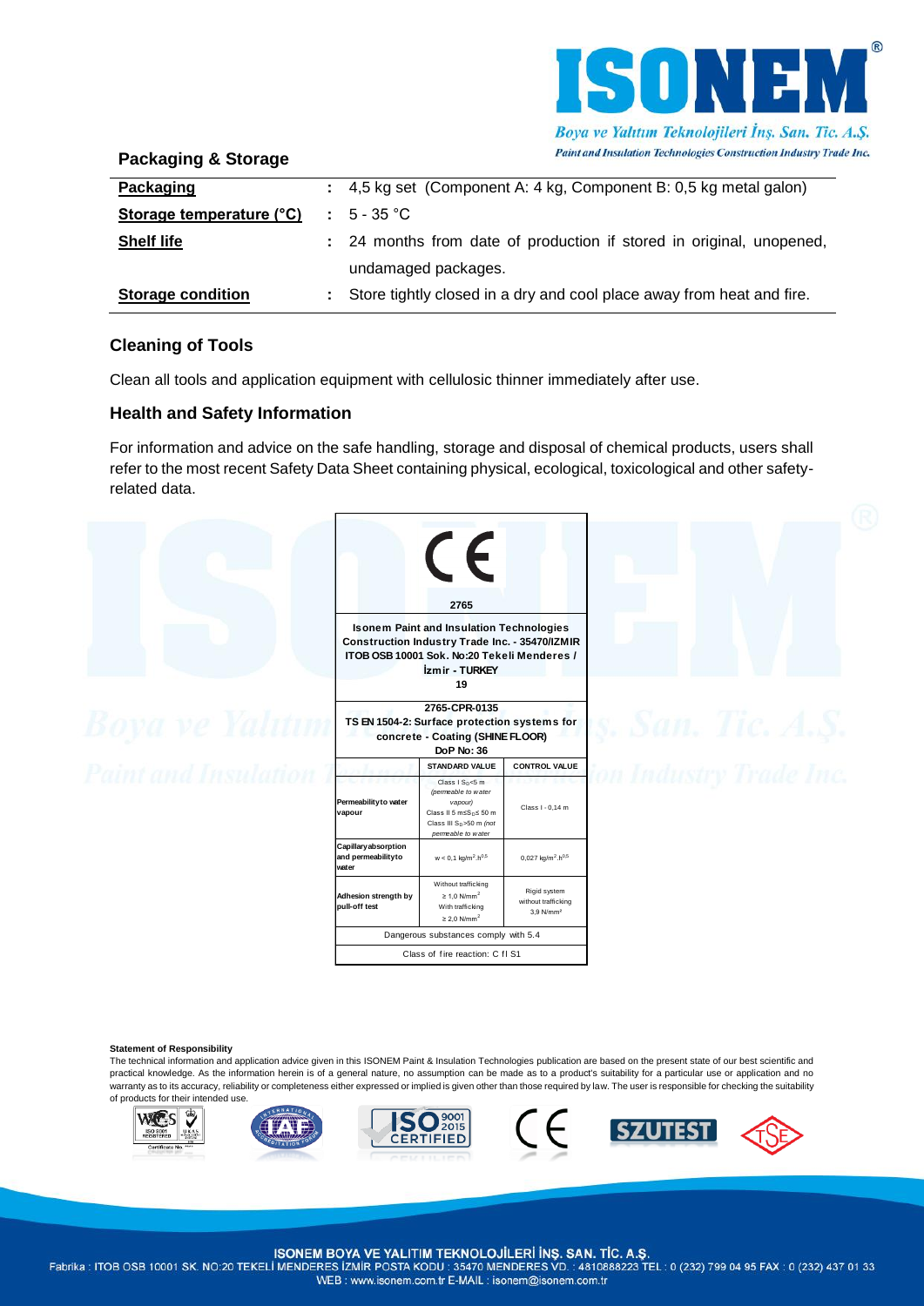## Packaging & Storage

| | |
|---|---|
| **Packaging** | 4,5 kg set (Component A: 4 kg, Component B: 0,5 kg metal galon) |
| **Storage temperature (°C)** | 5 - 35 °C |
| **Shelf life** | 24 months from date of production if stored in original, unopened, undamaged packages. |
| **Storage condition** | Store tightly closed in a dry and cool place away from heat and fire. |

## Cleaning of Tools

Clean all tools and application equipment with cellulosic thinner immediately after use.

## Health and Safety Information

For information and advice on the safe handling, storage and disposal of chemical products, users shall refer to the most recent Safety Data Sheet containing physical, ecological, toxicological and other safety-related data.

CE

2765

**Isonem Paint and Insulation Technologies Construction Industry Trade Inc. - 35470/IZMIR ITOB OSB 10001 Sok. No:20 Tekeli Menderes / İzmir - TURKEY**

**19**

**2765-CPR-0135**

**TS EN 1504-2: Surface protection systems for concrete - Coating (SHINE FLOOR)**

**DoP No: 36**

| | STANDARD VALUE | CONTROL VALUE |
|---|---|---|
| Permeability to water vapour | Class I $S_D$<5 m *(permeable to water vapour)* Class II 5 m≤$S_D$≤ 50 m Class III $S_D$>50 m *(not permeable to water)* | Class I - 0,14 m |
| Capillary absorption and permeability to water | w < 0,1 kg/m$^2$.h$^{0,5}$ | 0,027 kg/m$^2$.h$^{0,5}$ |
| Adhesion strength by pull-off test | Without trafficking ≥ 1,0 N/mm$^2$ With trafficking ≥ 2,0 N/mm$^2$ | Rigid system without trafficking 3,9 N/mm$^2$ |
| Dangerous substances comply with 5.4 | | |
| Class of fire reaction: C fl S1 | | |

**Statement of Responsibility**

The technical information and application advice given in this ISONEM Paint & Insulation Technologies publication are based on the present state of our best scientific and practical knowledge. As the information herein is of a general nature, no assumption can be made as to a product's suitability for a particular use or application and no warranty as to its accuracy, reliability or completeness either expressed or implied is given other than those required by law. The user is responsible for checking the suitability of products for their intended use.

ISONEM BOYA VE YALITIM TEKNOLOJİLERİ İNŞ. SAN. TİC. A.Ş.

Fabrika : ITOB OSB 10001 SK. NO:20 TEKELİ MENDERES İZMİR POSTA KODU : 35470 MENDERES VD. : 4810888223 TEL : 0 (232) 799 04 95 FAX : 0 (232) 437 01 33

WEB : www.isonem.com.tr E-MAIL : isonem@isonem.com.tr